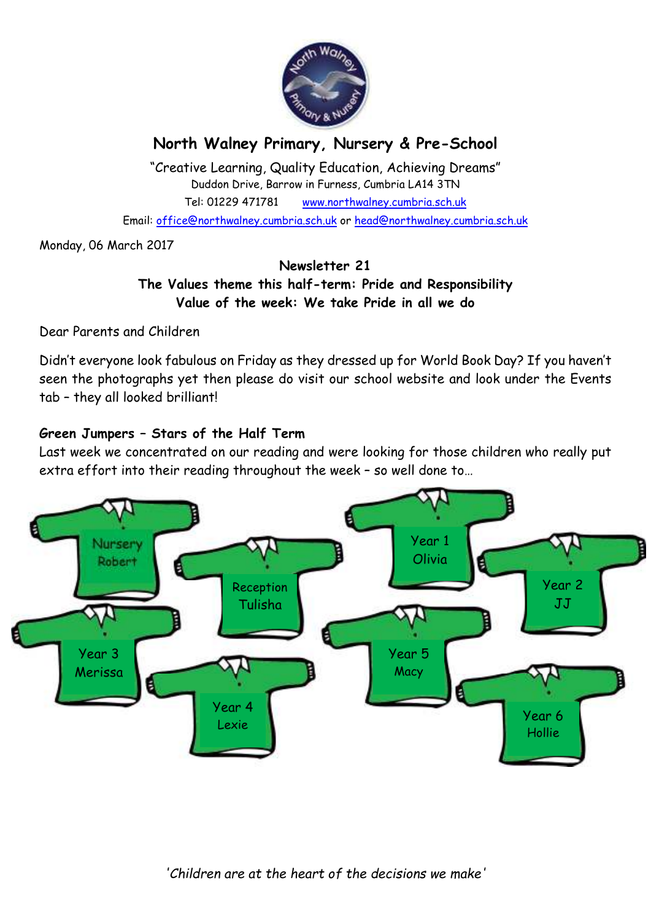# North Walney Primary, Nursery & Pre-School

"Creative Learning, Quality Education, Achieving Dreams"
Duddon Drive, Barrow in Furness, Cumbria LA14 3TN
Tel: 01229 471781 www.northwalney.cumbria.sch.uk
Email: office@northwalney.cumbria.sch.uk or head@northwalney.cumbria.sch.uk

Monday, 06 March 2017

**Newsletter 21**
**The Values theme this half-term: Pride and Responsibility**
**Value of the week: We take Pride in all we do**

Dear Parents and Children

Didn't everyone look fabulous on Friday as they dressed up for World Book Day? If you haven't seen the photographs yet then please do visit our school website and look under the Events tab – they all looked brilliant!

### Green Jumpers – Stars of the Half Term

Last week we concentrated on our reading and were looking for those children who really put extra effort into their reading throughout the week – so well done to…

- Nursery – Robert
- Reception – Tulisha
- Year 1 – Olivia
- Year 2 – JJ
- Year 3 – Merissa
- Year 4 – Lexie
- Year 5 – Macy
- Year 6 – Hollie

*'Children are at the heart of the decisions we make'*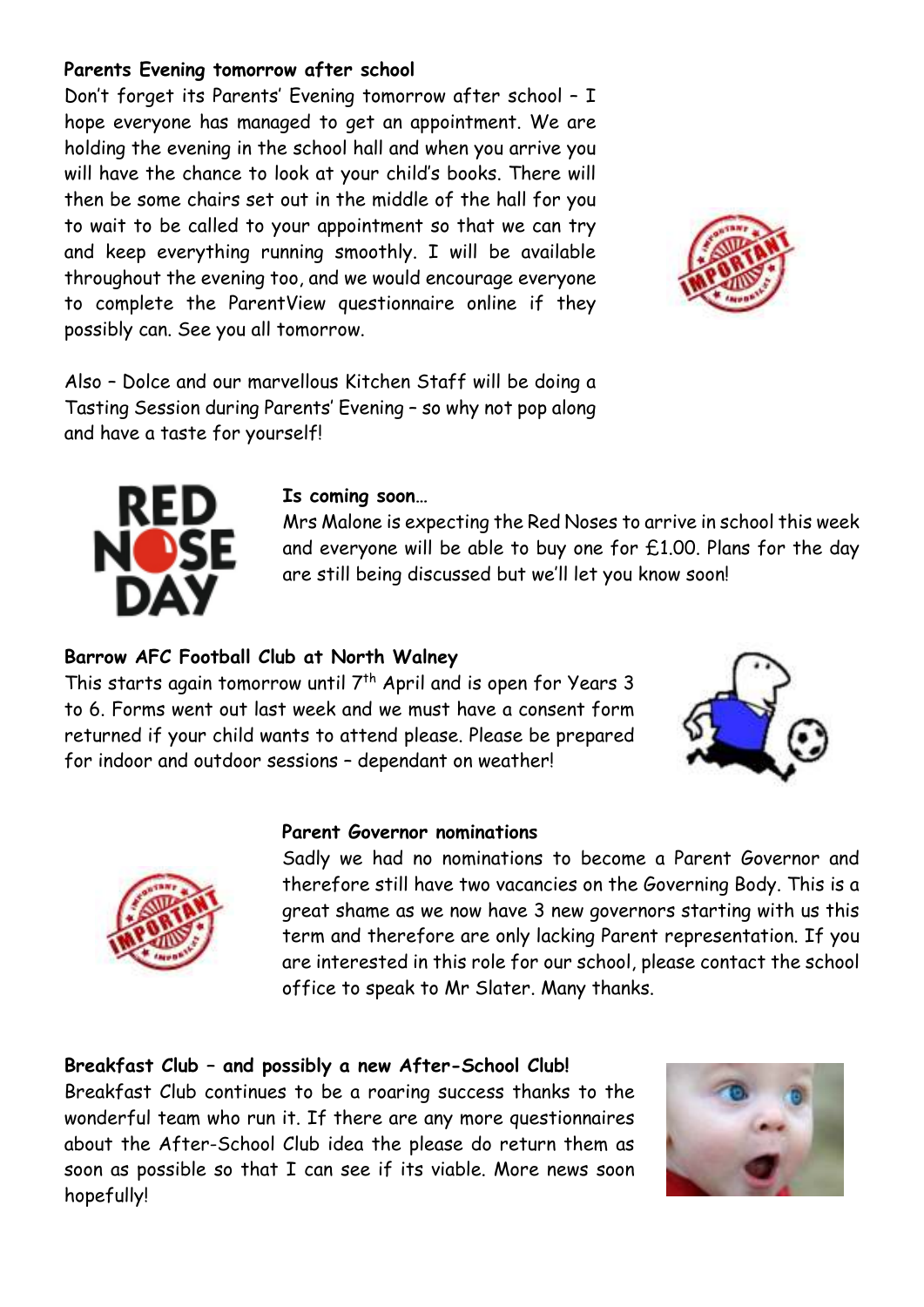**Parents Evening tomorrow after school**

Don't forget its Parents' Evening tomorrow after school – I hope everyone has managed to get an appointment. We are holding the evening in the school hall and when you arrive you will have the chance to look at your child's books. There will then be some chairs set out in the middle of the hall for you to wait to be called to your appointment so that we can try and keep everything running smoothly. I will be available throughout the evening too, and we would encourage everyone to complete the ParentView questionnaire online if they possibly can. See you all tomorrow.

Also – Dolce and our marvellous Kitchen Staff will be doing a Tasting Session during Parents' Evening – so why not pop along and have a taste for yourself!

**RED NOSE DAY**

**Is coming soon…**

Mrs Malone is expecting the Red Noses to arrive in school this week and everyone will be able to buy one for £1.00. Plans for the day are still being discussed but we'll let you know soon!

**Barrow AFC Football Club at North Walney**

This starts again tomorrow until 7th April and is open for Years 3 to 6. Forms went out last week and we must have a consent form returned if your child wants to attend please. Please be prepared for indoor and outdoor sessions – dependant on weather!

**Parent Governor nominations**

Sadly we had no nominations to become a Parent Governor and therefore still have two vacancies on the Governing Body. This is a great shame as we now have 3 new governors starting with us this term and therefore are only lacking Parent representation. If you are interested in this role for our school, please contact the school office to speak to Mr Slater. Many thanks.

**Breakfast Club – and possibly a new After-School Club!**

Breakfast Club continues to be a roaring success thanks to the wonderful team who run it. If there are any more questionnaires about the After-School Club idea the please do return them as soon as possible so that I can see if its viable. More news soon hopefully!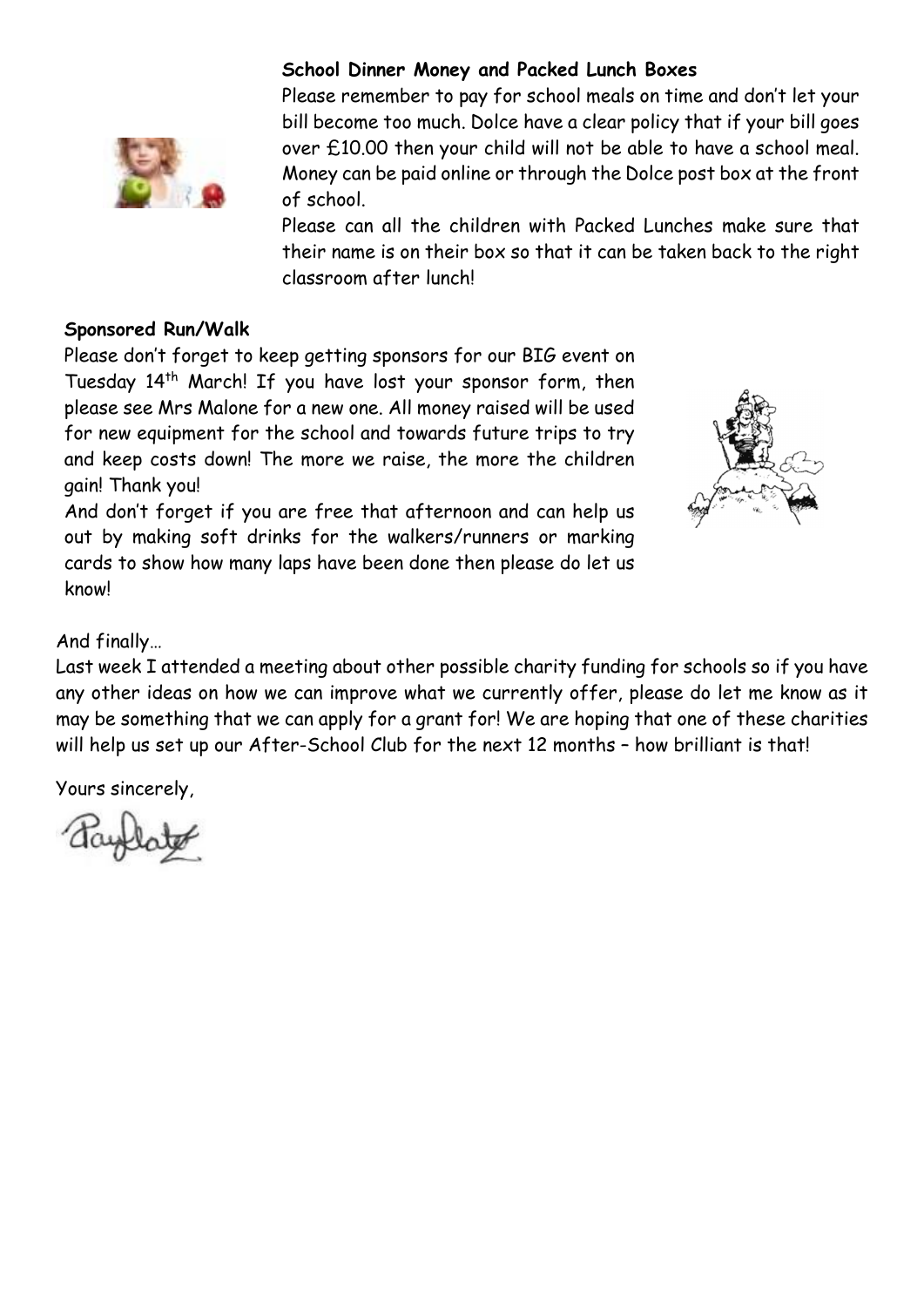**School Dinner Money and Packed Lunch Boxes**

Please remember to pay for school meals on time and don't let your bill become too much. Dolce have a clear policy that if your bill goes over £10.00 then your child will not be able to have a school meal. Money can be paid online or through the Dolce post box at the front of school.

Please can all the children with Packed Lunches make sure that their name is on their box so that it can be taken back to the right classroom after lunch!

**Sponsored Run/Walk**

Please don't forget to keep getting sponsors for our BIG event on Tuesday 14th March! If you have lost your sponsor form, then please see Mrs Malone for a new one. All money raised will be used for new equipment for the school and towards future trips to try and keep costs down! The more we raise, the more the children gain! Thank you!

And don't forget if you are free that afternoon and can help us out by making soft drinks for the walkers/runners or marking cards to show how many laps have been done then please do let us know!

And finally…

Last week I attended a meeting about other possible charity funding for schools so if you have any other ideas on how we can improve what we currently offer, please do let me know as it may be something that we can apply for a grant for! We are hoping that one of these charities will help us set up our After-School Club for the next 12 months – how brilliant is that!

Yours sincerely,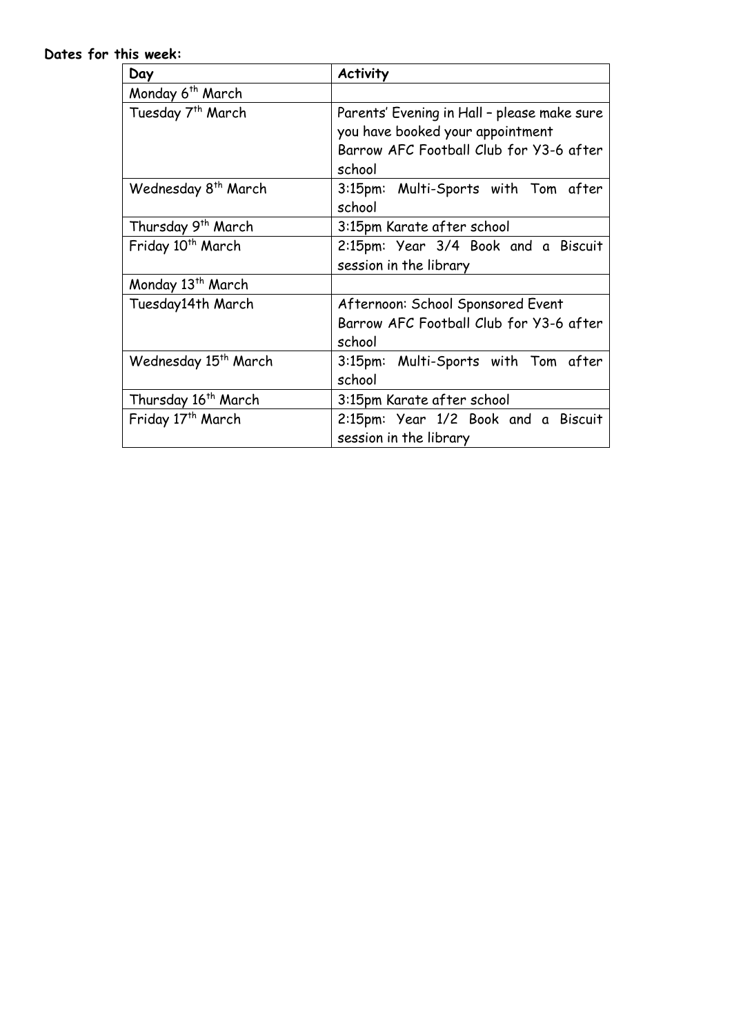**Dates for this week:**

| Day | Activity |
|---|---|
| Monday 6th March | |
| Tuesday 7th March | Parents' Evening in Hall – please make sure you have booked your appointment<br>Barrow AFC Football Club for Y3-6 after school |
| Wednesday 8th March | 3:15pm: Multi-Sports with Tom after school |
| Thursday 9th March | 3:15pm Karate after school |
| Friday 10th March | 2:15pm: Year 3/4 Book and a Biscuit session in the library |
| Monday 13th March | |
| Tuesday14th March | Afternoon: School Sponsored Event<br>Barrow AFC Football Club for Y3-6 after school |
| Wednesday 15th March | 3:15pm: Multi-Sports with Tom after school |
| Thursday 16th March | 3:15pm Karate after school |
| Friday 17th March | 2:15pm: Year 1/2 Book and a Biscuit session in the library |